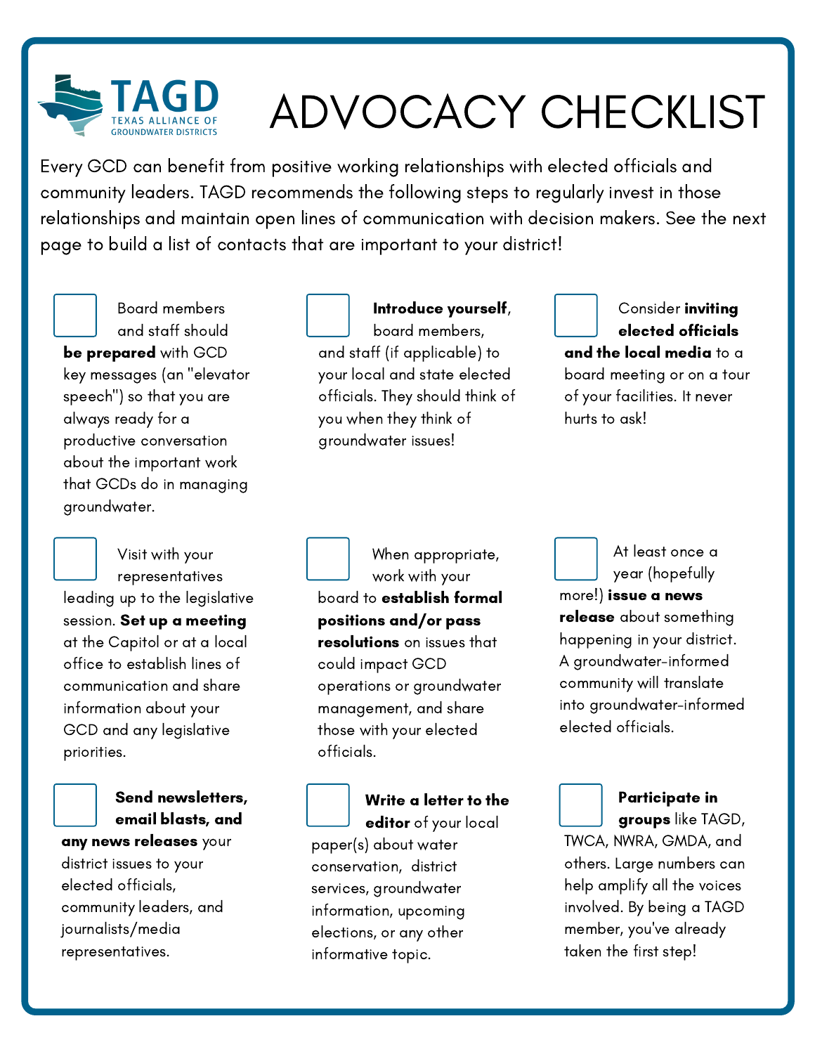TAGD
TEXAS ALLIANCE OF GROUNDWATER DISTRICTS

# ADVOCACY CHECKLIST

Every GCD can benefit from positive working relationships with elected officials and community leaders. TAGD recommends the following steps to regularly invest in those relationships and maintain open lines of communication with decision makers. See the next page to build a list of contacts that are important to your district!

- [ ] Board members and staff should **be prepared** with GCD key messages (an "elevator speech") so that you are always ready for a productive conversation about the important work that GCDs do in managing groundwater.

- [ ] **Introduce yourself**, board members, and staff (if applicable) to your local and state elected officials. They should think of you when they think of groundwater issues!

- [ ] Consider **inviting elected officials and the local media** to a board meeting or on a tour of your facilities. It never hurts to ask!

- [ ] Visit with your representatives leading up to the legislative session. **Set up a meeting** at the Capitol or at a local office to establish lines of communication and share information about your GCD and any legislative priorities.

- [ ] When appropriate, work with your board to **establish formal positions and/or pass resolutions** on issues that could impact GCD operations or groundwater management, and share those with your elected officials.

- [ ] At least once a year (hopefully more!) **issue a news release** about something happening in your district. A groundwater-informed community will translate into groundwater-informed elected officials.

- [ ] **Send newsletters, email blasts, and any news releases** your district issues to your elected officials, community leaders, and journalists/media representatives.

- [ ] **Write a letter to the editor** of your local paper(s) about water conservation, district services, groundwater information, upcoming elections, or any other informative topic.

- [ ] **Participate in groups** like TAGD, TWCA, NWRA, GMDA, and others. Large numbers can help amplify all the voices involved. By being a TAGD member, you've already taken the first step!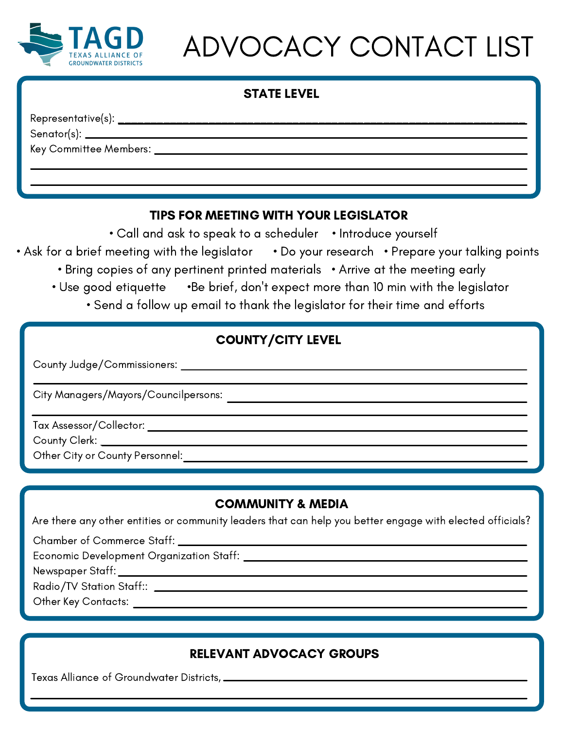TAGD
TEXAS ALLIANCE OF GROUNDWATER DISTRICTS

# ADVOCACY CONTACT LIST

## STATE LEVEL

Representative(s): ______________________________

Senator(s): ______________________________

Key Committee Members: ______________________________

______________________________

______________________________

## TIPS FOR MEETING WITH YOUR LEGISLATOR

- Call and ask to speak to a scheduler
- Introduce yourself
- Ask for a brief meeting with the legislator
- Do your research
- Prepare your talking points
- Bring copies of any pertinent printed materials
- Arrive at the meeting early
- Use good etiquette
- Be brief, don't expect more than 10 min with the legislator
- Send a follow up email to thank the legislator for their time and efforts

## COUNTY/CITY LEVEL

County Judge/Commissioners: ______________________________

______________________________

City Managers/Mayors/Councilpersons: ______________________________

______________________________

Tax Assessor/Collector: ______________________________

County Clerk: ______________________________

Other City or County Personnel: ______________________________

## COMMUNITY & MEDIA

Are there any other entities or community leaders that can help you better engage with elected officials?

Chamber of Commerce Staff: ______________________________

Economic Development Organization Staff: ______________________________

Newspaper Staff: ______________________________

Radio/TV Station Staff:: ______________________________

Other Key Contacts: ______________________________

## RELEVANT ADVOCACY GROUPS

Texas Alliance of Groundwater Districts, ______________________________

______________________________